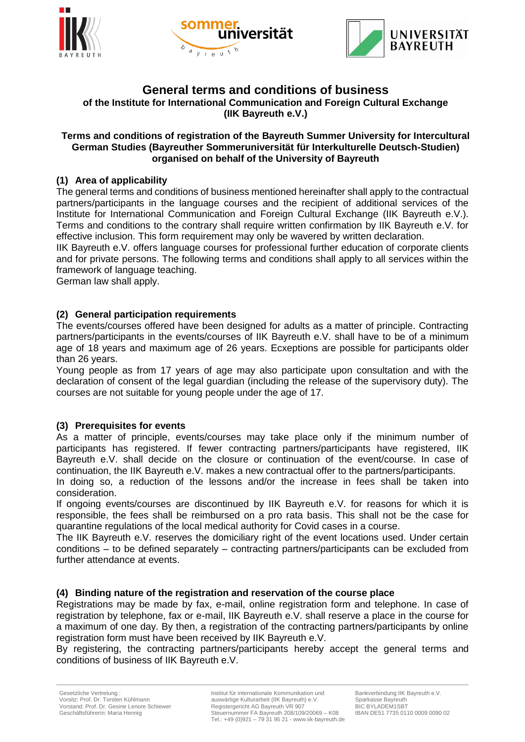# General terms and conditions of business

**of the Institute for International Communication and Foreign Cultural Exchange (IIK Bayreuth e.V.)**

**Terms and conditions of registration of the Bayreuth Summer University for Intercultural German Studies (Bayreuther Sommeruniversität für Interkulturelle Deutsch-Studien) organised on behalf of the University of Bayreuth**

## (1) Area of applicability

The general terms and conditions of business mentioned hereinafter shall apply to the contractual partners/participants in the language courses and the recipient of additional services of the Institute for International Communication and Foreign Cultural Exchange (IIK Bayreuth e.V.). Terms and conditions to the contrary shall require written confirmation by IIK Bayreuth e.V. for effective inclusion. This form requirement may only be wavered by written declaration.

IIK Bayreuth e.V. offers language courses for professional further education of corporate clients and for private persons. The following terms and conditions shall apply to all services within the framework of language teaching.

German law shall apply.

## (2) General participation requirements

The events/courses offered have been designed for adults as a matter of principle. Contracting partners/participants in the events/courses of IIK Bayreuth e.V. shall have to be of a minimum age of 18 years and maximum age of 26 years. Ecxeptions are possible for participants older than 26 years.

Young people as from 17 years of age may also participate upon consultation and with the declaration of consent of the legal guardian (including the release of the supervisory duty). The courses are not suitable for young people under the age of 17.

## (3) Prerequisites for events

As a matter of principle, events/courses may take place only if the minimum number of participants has registered. If fewer contracting partners/participants have registered, IIK Bayreuth e.V. shall decide on the closure or continuation of the event/course. In case of continuation, the IIK Bayreuth e.V. makes a new contractual offer to the partners/participants.

In doing so, a reduction of the lessons and/or the increase in fees shall be taken into consideration.

If ongoing events/courses are discontinued by IIK Bayreuth e.V. for reasons for which it is responsible, the fees shall be reimbursed on a pro rata basis. This shall not be the case for quarantine regulations of the local medical authority for Covid cases in a course.

The IIK Bayreuth e.V. reserves the domiciliary right of the event locations used. Under certain conditions – to be defined separately – contracting partners/participants can be excluded from further attendance at events.

## (4) Binding nature of the registration and reservation of the course place

Registrations may be made by fax, e-mail, online registration form and telephone. In case of registration by telephone, fax or e-mail, IIK Bayreuth e.V. shall reserve a place in the course for a maximum of one day. By then, a registration of the contracting partners/participants by online registration form must have been received by IIK Bayreuth e.V.

By registering, the contracting partners/participants hereby accept the general terms and conditions of business of IIK Bayreuth e.V.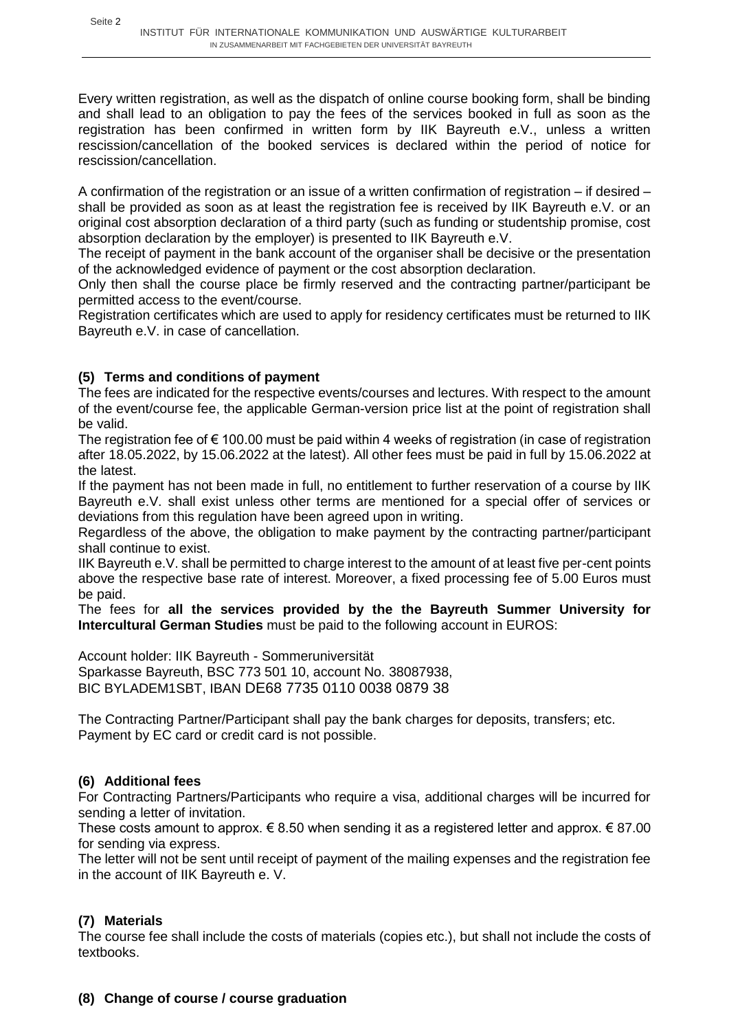Every written registration, as well as the dispatch of online course booking form, shall be binding and shall lead to an obligation to pay the fees of the services booked in full as soon as the registration has been confirmed in written form by IIK Bayreuth e.V., unless a written rescission/cancellation of the booked services is declared within the period of notice for rescission/cancellation.

A confirmation of the registration or an issue of a written confirmation of registration – if desired – shall be provided as soon as at least the registration fee is received by IIK Bayreuth e.V. or an original cost absorption declaration of a third party (such as funding or studentship promise, cost absorption declaration by the employer) is presented to IIK Bayreuth e.V.
The receipt of payment in the bank account of the organiser shall be decisive or the presentation of the acknowledged evidence of payment or the cost absorption declaration.
Only then shall the course place be firmly reserved and the contracting partner/participant be permitted access to the event/course.
Registration certificates which are used to apply for residency certificates must be returned to IIK Bayreuth e.V. in case of cancellation.

### (5) Terms and conditions of payment

The fees are indicated for the respective events/courses and lectures. With respect to the amount of the event/course fee, the applicable German-version price list at the point of registration shall be valid.
The registration fee of € 100.00 must be paid within 4 weeks of registration (in case of registration after 18.05.2022, by 15.06.2022 at the latest). All other fees must be paid in full by 15.06.2022 at the latest.
If the payment has not been made in full, no entitlement to further reservation of a course by IIK Bayreuth e.V. shall exist unless other terms are mentioned for a special offer of services or deviations from this regulation have been agreed upon in writing.
Regardless of the above, the obligation to make payment by the contracting partner/participant shall continue to exist.
IIK Bayreuth e.V. shall be permitted to charge interest to the amount of at least five per-cent points above the respective base rate of interest. Moreover, a fixed processing fee of 5.00 Euros must be paid.
The fees for **all the services provided by the the Bayreuth Summer University for Intercultural German Studies** must be paid to the following account in EUROS:

Account holder: IIK Bayreuth - Sommeruniversität
Sparkasse Bayreuth, BSC 773 501 10, account No. 38087938,
BIC BYLADEM1SBT, IBAN DE68 7735 0110 0038 0879 38

The Contracting Partner/Participant shall pay the bank charges for deposits, transfers; etc.
Payment by EC card or credit card is not possible.

### (6) Additional fees

For Contracting Partners/Participants who require a visa, additional charges will be incurred for sending a letter of invitation.
These costs amount to approx. € 8.50 when sending it as a registered letter and approx. € 87.00 for sending via express.
The letter will not be sent until receipt of payment of the mailing expenses and the registration fee in the account of IIK Bayreuth e. V.

### (7) Materials

The course fee shall include the costs of materials (copies etc.), but shall not include the costs of textbooks.

### (8) Change of course / course graduation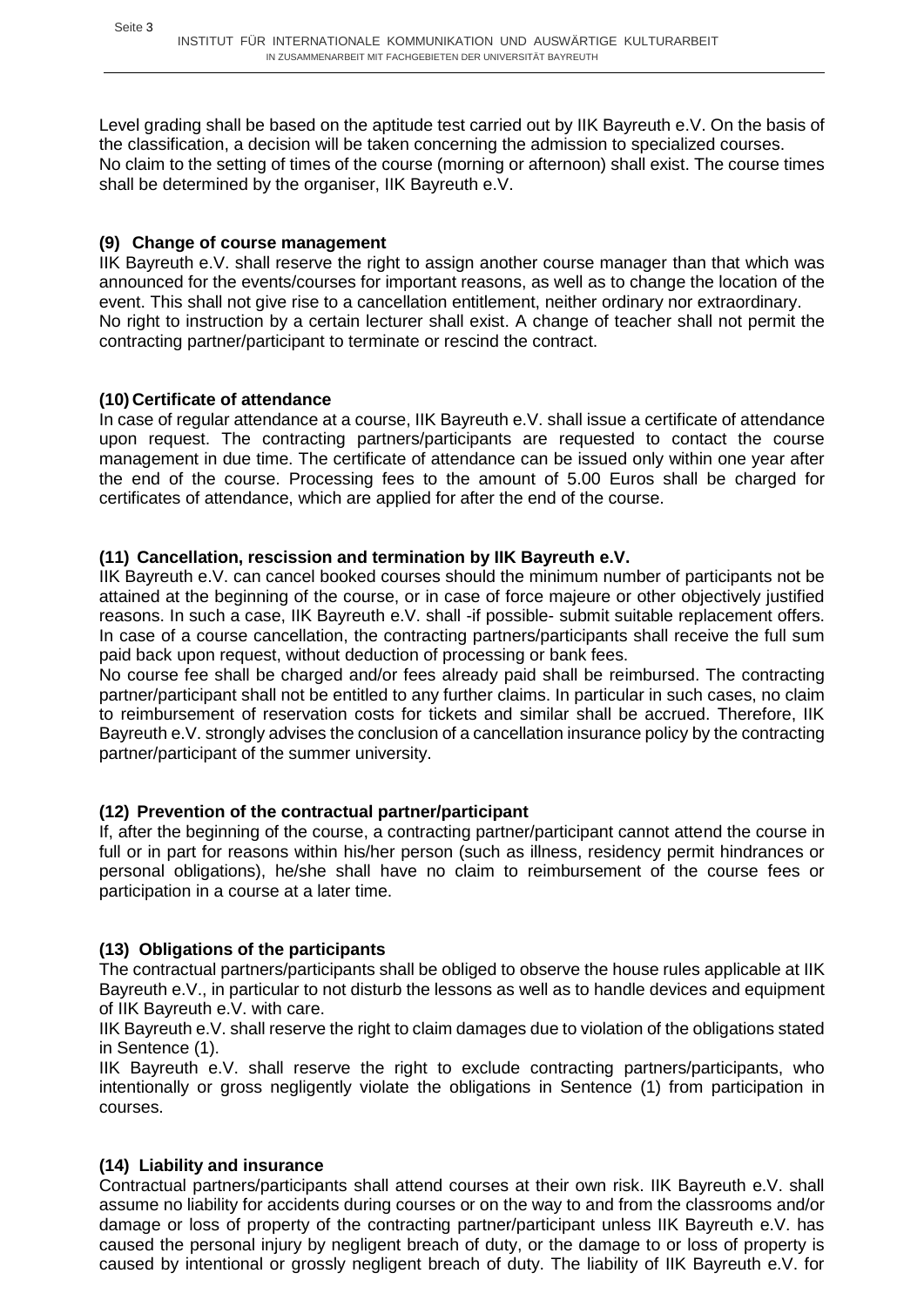Level grading shall be based on the aptitude test carried out by IIK Bayreuth e.V. On the basis of the classification, a decision will be taken concerning the admission to specialized courses.
No claim to the setting of times of the course (morning or afternoon) shall exist. The course times shall be determined by the organiser, IIK Bayreuth e.V.

### (9) Change of course management

IIK Bayreuth e.V. shall reserve the right to assign another course manager than that which was announced for the events/courses for important reasons, as well as to change the location of the event. This shall not give rise to a cancellation entitlement, neither ordinary nor extraordinary.
No right to instruction by a certain lecturer shall exist. A change of teacher shall not permit the contracting partner/participant to terminate or rescind the contract.

### (10) Certificate of attendance

In case of regular attendance at a course, IIK Bayreuth e.V. shall issue a certificate of attendance upon request. The contracting partners/participants are requested to contact the course management in due time. The certificate of attendance can be issued only within one year after the end of the course. Processing fees to the amount of 5.00 Euros shall be charged for certificates of attendance, which are applied for after the end of the course.

### (11) Cancellation, rescission and termination by IIK Bayreuth e.V.

IIK Bayreuth e.V. can cancel booked courses should the minimum number of participants not be attained at the beginning of the course, or in case of force majeure or other objectively justified reasons. In such a case, IIK Bayreuth e.V. shall -if possible- submit suitable replacement offers. In case of a course cancellation, the contracting partners/participants shall receive the full sum paid back upon request, without deduction of processing or bank fees.
No course fee shall be charged and/or fees already paid shall be reimbursed. The contracting partner/participant shall not be entitled to any further claims. In particular in such cases, no claim to reimbursement of reservation costs for tickets and similar shall be accrued. Therefore, IIK Bayreuth e.V. strongly advises the conclusion of a cancellation insurance policy by the contracting partner/participant of the summer university.

### (12) Prevention of the contractual partner/participant

If, after the beginning of the course, a contracting partner/participant cannot attend the course in full or in part for reasons within his/her person (such as illness, residency permit hindrances or personal obligations), he/she shall have no claim to reimbursement of the course fees or participation in a course at a later time.

### (13) Obligations of the participants

The contractual partners/participants shall be obliged to observe the house rules applicable at IIK Bayreuth e.V., in particular to not disturb the lessons as well as to handle devices and equipment of IIK Bayreuth e.V. with care.
IIK Bayreuth e.V. shall reserve the right to claim damages due to violation of the obligations stated in Sentence (1).
IIK Bayreuth e.V. shall reserve the right to exclude contracting partners/participants, who intentionally or gross negligently violate the obligations in Sentence (1) from participation in courses.

### (14) Liability and insurance

Contractual partners/participants shall attend courses at their own risk. IIK Bayreuth e.V. shall assume no liability for accidents during courses or on the way to and from the classrooms and/or damage or loss of property of the contracting partner/participant unless IIK Bayreuth e.V. has caused the personal injury by negligent breach of duty, or the damage to or loss of property is caused by intentional or grossly negligent breach of duty. The liability of IIK Bayreuth e.V. for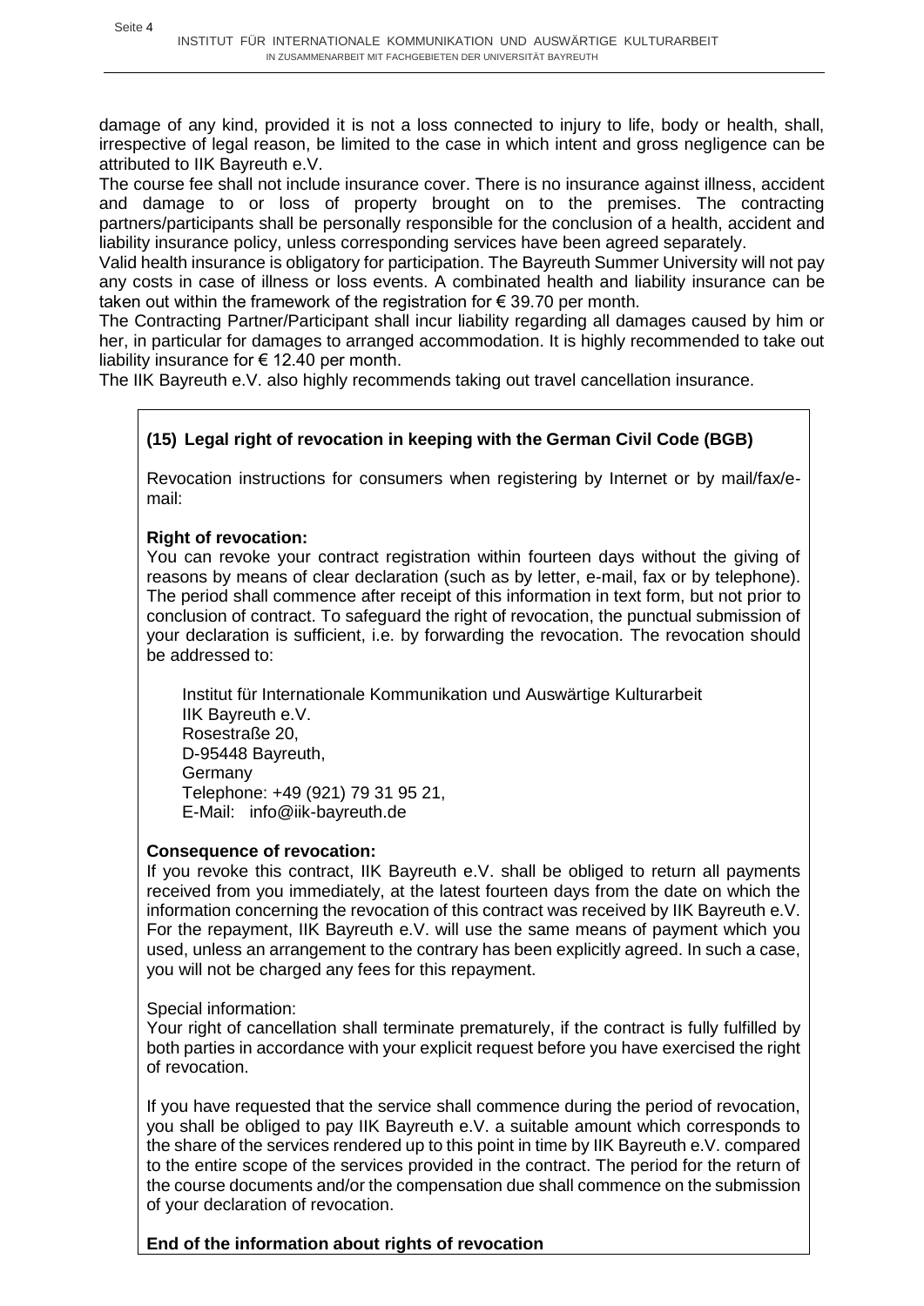damage of any kind, provided it is not a loss connected to injury to life, body or health, shall, irrespective of legal reason, be limited to the case in which intent and gross negligence can be attributed to IIK Bayreuth e.V.

The course fee shall not include insurance cover. There is no insurance against illness, accident and damage to or loss of property brought on to the premises. The contracting partners/participants shall be personally responsible for the conclusion of a health, accident and liability insurance policy, unless corresponding services have been agreed separately.

Valid health insurance is obligatory for participation. The Bayreuth Summer University will not pay any costs in case of illness or loss events. A combinated health and liability insurance can be taken out within the framework of the registration for € 39.70 per month.

The Contracting Partner/Participant shall incur liability regarding all damages caused by him or her, in particular for damages to arranged accommodation. It is highly recommended to take out liability insurance for € 12.40 per month.

The IIK Bayreuth e.V. also highly recommends taking out travel cancellation insurance.

### (15) Legal right of revocation in keeping with the German Civil Code (BGB)

Revocation instructions for consumers when registering by Internet or by mail/fax/e-mail:

**Right of revocation:**

You can revoke your contract registration within fourteen days without the giving of reasons by means of clear declaration (such as by letter, e-mail, fax or by telephone). The period shall commence after receipt of this information in text form, but not prior to conclusion of contract. To safeguard the right of revocation, the punctual submission of your declaration is sufficient, i.e. by forwarding the revocation. The revocation should be addressed to:

Institut für Internationale Kommunikation und Auswärtige Kulturarbeit
IIK Bayreuth e.V.
Rosestraße 20,
D-95448 Bayreuth,
Germany
Telephone: +49 (921) 79 31 95 21,
E-Mail: info@iik-bayreuth.de

**Consequence of revocation:**

If you revoke this contract, IIK Bayreuth e.V. shall be obliged to return all payments received from you immediately, at the latest fourteen days from the date on which the information concerning the revocation of this contract was received by IIK Bayreuth e.V. For the repayment, IIK Bayreuth e.V. will use the same means of payment which you used, unless an arrangement to the contrary has been explicitly agreed. In such a case, you will not be charged any fees for this repayment.

Special information:

Your right of cancellation shall terminate prematurely, if the contract is fully fulfilled by both parties in accordance with your explicit request before you have exercised the right of revocation.

If you have requested that the service shall commence during the period of revocation, you shall be obliged to pay IIK Bayreuth e.V. a suitable amount which corresponds to the share of the services rendered up to this point in time by IIK Bayreuth e.V. compared to the entire scope of the services provided in the contract. The period for the return of the course documents and/or the compensation due shall commence on the submission of your declaration of revocation.

**End of the information about rights of revocation**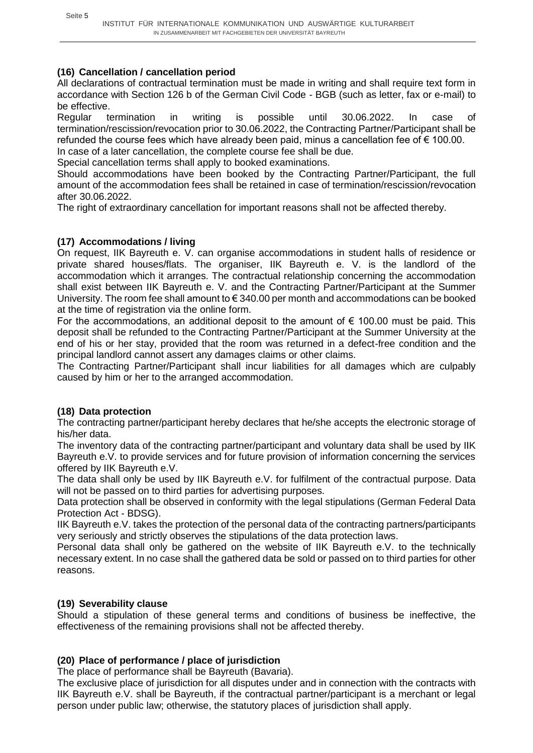### (16) Cancellation / cancellation period

All declarations of contractual termination must be made in writing and shall require text form in accordance with Section 126 b of the German Civil Code - BGB (such as letter, fax or e-mail) to be effective.

Regular termination in writing is possible until 30.06.2022. In case of termination/rescission/revocation prior to 30.06.2022, the Contracting Partner/Participant shall be refunded the course fees which have already been paid, minus a cancellation fee of € 100.00.

In case of a later cancellation, the complete course fee shall be due.

Special cancellation terms shall apply to booked examinations.

Should accommodations have been booked by the Contracting Partner/Participant, the full amount of the accommodation fees shall be retained in case of termination/rescission/revocation after 30.06.2022.

The right of extraordinary cancellation for important reasons shall not be affected thereby.

### (17) Accommodations / living

On request, IIK Bayreuth e. V. can organise accommodations in student halls of residence or private shared houses/flats. The organiser, IIK Bayreuth e. V. is the landlord of the accommodation which it arranges. The contractual relationship concerning the accommodation shall exist between IIK Bayreuth e. V. and the Contracting Partner/Participant at the Summer University. The room fee shall amount to € 340.00 per month and accommodations can be booked at the time of registration via the online form.

For the accommodations, an additional deposit to the amount of € 100.00 must be paid. This deposit shall be refunded to the Contracting Partner/Participant at the Summer University at the end of his or her stay, provided that the room was returned in a defect-free condition and the principal landlord cannot assert any damages claims or other claims.

The Contracting Partner/Participant shall incur liabilities for all damages which are culpably caused by him or her to the arranged accommodation.

### (18) Data protection

The contracting partner/participant hereby declares that he/she accepts the electronic storage of his/her data.

The inventory data of the contracting partner/participant and voluntary data shall be used by IIK Bayreuth e.V. to provide services and for future provision of information concerning the services offered by IIK Bayreuth e.V.

The data shall only be used by IIK Bayreuth e.V. for fulfilment of the contractual purpose. Data will not be passed on to third parties for advertising purposes.

Data protection shall be observed in conformity with the legal stipulations (German Federal Data Protection Act - BDSG).

IIK Bayreuth e.V. takes the protection of the personal data of the contracting partners/participants very seriously and strictly observes the stipulations of the data protection laws.

Personal data shall only be gathered on the website of IIK Bayreuth e.V. to the technically necessary extent. In no case shall the gathered data be sold or passed on to third parties for other reasons.

### (19) Severability clause

Should a stipulation of these general terms and conditions of business be ineffective, the effectiveness of the remaining provisions shall not be affected thereby.

### (20) Place of performance / place of jurisdiction

The place of performance shall be Bayreuth (Bavaria).

The exclusive place of jurisdiction for all disputes under and in connection with the contracts with IIK Bayreuth e.V. shall be Bayreuth, if the contractual partner/participant is a merchant or legal person under public law; otherwise, the statutory places of jurisdiction shall apply.